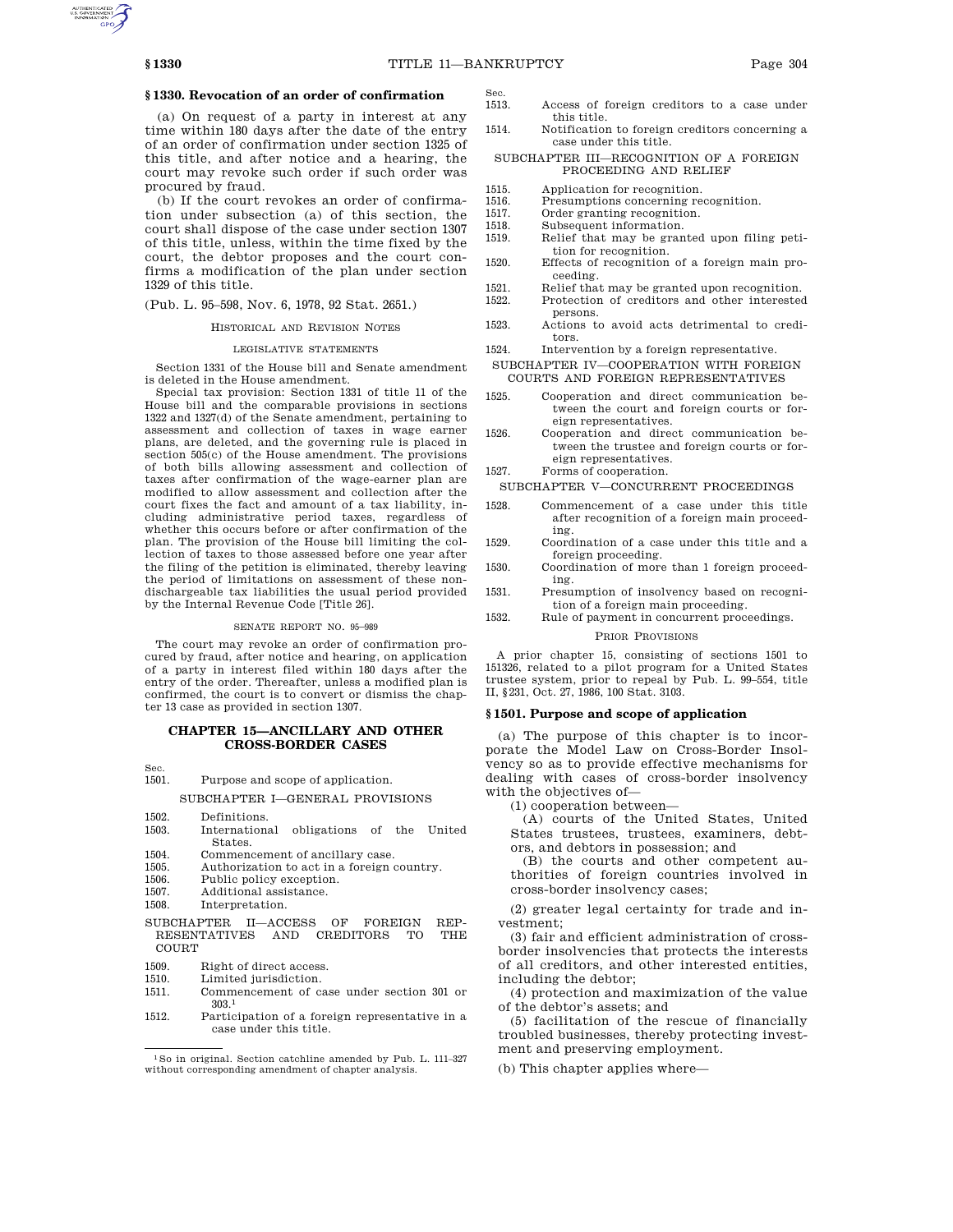## § 1330. Revocation of an order of confirmation

(a) On request of a party in interest at any time within 180 days after the date of the entry of an order of confirmation under section 1325 of this title, and after notice and a hearing, the court may revoke such order if such order was procured by fraud.

(b) If the court revokes an order of confirmation under subsection (a) of this section, the court shall dispose of the case under section 1307 of this title, unless, within the time fixed by the court, the debtor proposes and the court confirms a modification of the plan under section 1329 of this title.

(Pub. L. 95–598, Nov. 6, 1978, 92 Stat. 2651.)

HISTORICAL AND REVISION NOTES

LEGISLATIVE STATEMENTS

Section 1331 of the House bill and Senate amendment is deleted in the House amendment.

Special tax provision: Section 1331 of title 11 of the House bill and the comparable provisions in sections 1322 and 1327(d) of the Senate amendment, pertaining to assessment and collection of taxes in wage earner plans, are deleted, and the governing rule is placed in section 505(c) of the House amendment. The provisions of both bills allowing assessment and collection of taxes after confirmation of the wage-earner plan are modified to allow assessment and collection after the court fixes the fact and amount of a tax liability, including administrative period taxes, regardless of whether this occurs before or after confirmation of the plan. The provision of the House bill limiting the collection of taxes to those assessed before one year after the filing of the petition is eliminated, thereby leaving the period of limitations on assessment of these nondischargeable tax liabilities the usual period provided by the Internal Revenue Code [Title 26].

SENATE REPORT NO. 95–989

The court may revoke an order of confirmation procured by fraud, after notice and hearing, on application of a party in interest filed within 180 days after the entry of the order. Thereafter, unless a modified plan is confirmed, the court is to convert or dismiss the chapter 13 case as provided in section 1307.

# CHAPTER 15—ANCILLARY AND OTHER CROSS-BORDER CASES

Sec.
1501. Purpose and scope of application.

SUBCHAPTER I—GENERAL PROVISIONS

1502. Definitions.
1503. International obligations of the United States.
1504. Commencement of ancillary case.
1505. Authorization to act in a foreign country.
1506. Public policy exception.
1507. Additional assistance.
1508. Interpretation.

SUBCHAPTER II—ACCESS OF FOREIGN REPRESENTATIVES AND CREDITORS TO THE COURT

1509. Right of direct access.
1510. Limited jurisdiction.
1511. Commencement of case under section 301 or 303.[1]
1512. Participation of a foreign representative in a case under this title.
1513. Access of foreign creditors to a case under this title.
1514. Notification to foreign creditors concerning a case under this title.

SUBCHAPTER III—RECOGNITION OF A FOREIGN PROCEEDING AND RELIEF

1515. Application for recognition.
1516. Presumptions concerning recognition.
1517. Order granting recognition.
1518. Subsequent information.
1519. Relief that may be granted upon filing petition for recognition.
1520. Effects of recognition of a foreign main proceeding.
1521. Relief that may be granted upon recognition.
1522. Protection of creditors and other interested persons.
1523. Actions to avoid acts detrimental to creditors.
1524. Intervention by a foreign representative.

SUBCHAPTER IV—COOPERATION WITH FOREIGN COURTS AND FOREIGN REPRESENTATIVES

1525. Cooperation and direct communication between the court and foreign courts or foreign representatives.
1526. Cooperation and direct communication between the trustee and foreign courts or foreign representatives.
1527. Forms of cooperation.

SUBCHAPTER V—CONCURRENT PROCEEDINGS

1528. Commencement of a case under this title after recognition of a foreign main proceeding.
1529. Coordination of a case under this title and a foreign proceeding.
1530. Coordination of more than 1 foreign proceeding.
1531. Presumption of insolvency based on recognition of a foreign main proceeding.
1532. Rule of payment in concurrent proceedings.

[1] So in original. Section catchline amended by Pub. L. 111–327 without corresponding amendment of chapter analysis.

PRIOR PROVISIONS

A prior chapter 15, consisting of sections 1501 to 151326, related to a pilot program for a United States trustee system, prior to repeal by Pub. L. 99–554, title II, §231, Oct. 27, 1986, 100 Stat. 3103.

## § 1501. Purpose and scope of application

(a) The purpose of this chapter is to incorporate the Model Law on Cross-Border Insolvency so as to provide effective mechanisms for dealing with cases of cross-border insolvency with the objectives of—

(1) cooperation between—

(A) courts of the United States, United States trustees, trustees, examiners, debtors, and debtors in possession; and

(B) the courts and other competent authorities of foreign countries involved in cross-border insolvency cases;

(2) greater legal certainty for trade and investment;

(3) fair and efficient administration of cross-border insolvencies that protects the interests of all creditors, and other interested entities, including the debtor;

(4) protection and maximization of the value of the debtor's assets; and

(5) facilitation of the rescue of financially troubled businesses, thereby protecting investment and preserving employment.

(b) This chapter applies where—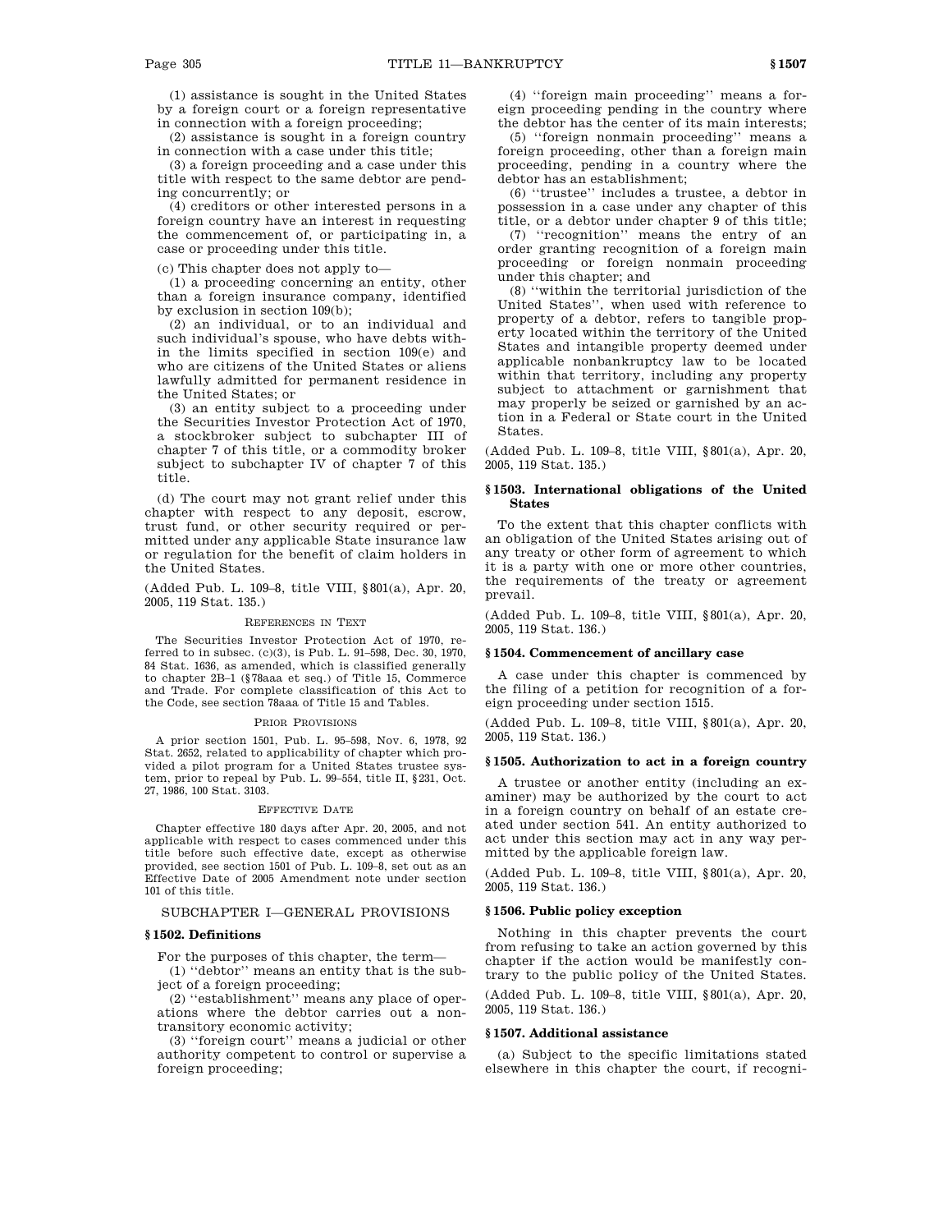(1) assistance is sought in the United States by a foreign court or a foreign representative in connection with a foreign proceeding;

(2) assistance is sought in a foreign country in connection with a case under this title;

(3) a foreign proceeding and a case under this title with respect to the same debtor are pending concurrently; or

(4) creditors or other interested persons in a foreign country have an interest in requesting the commencement of, or participating in, a case or proceeding under this title.

(c) This chapter does not apply to—

(1) a proceeding concerning an entity, other than a foreign insurance company, identified by exclusion in section 109(b);

(2) an individual, or to an individual and such individual's spouse, who have debts within the limits specified in section 109(e) and who are citizens of the United States or aliens lawfully admitted for permanent residence in the United States; or

(3) an entity subject to a proceeding under the Securities Investor Protection Act of 1970, a stockbroker subject to subchapter III of chapter 7 of this title, or a commodity broker subject to subchapter IV of chapter 7 of this title.

(d) The court may not grant relief under this chapter with respect to any deposit, escrow, trust fund, or other security required or permitted under any applicable State insurance law or regulation for the benefit of claim holders in the United States.

(Added Pub. L. 109–8, title VIII, §801(a), Apr. 20, 2005, 119 Stat. 135.)

REFERENCES IN TEXT

The Securities Investor Protection Act of 1970, referred to in subsec. (c)(3), is Pub. L. 91–598, Dec. 30, 1970, 84 Stat. 1636, as amended, which is classified generally to chapter 2B–1 (§78aaa et seq.) of Title 15, Commerce and Trade. For complete classification of this Act to the Code, see section 78aaa of Title 15 and Tables.

PRIOR PROVISIONS

A prior section 1501, Pub. L. 95–598, Nov. 6, 1978, 92 Stat. 2652, related to applicability of chapter which provided a pilot program for a United States trustee system, prior to repeal by Pub. L. 99–554, title II, §231, Oct. 27, 1986, 100 Stat. 3103.

EFFECTIVE DATE

Chapter effective 180 days after Apr. 20, 2005, and not applicable with respect to cases commenced under this title before such effective date, except as otherwise provided, see section 1501 of Pub. L. 109–8, set out as an Effective Date of 2005 Amendment note under section 101 of this title.

## SUBCHAPTER I—GENERAL PROVISIONS

### §1502. Definitions

For the purposes of this chapter, the term—

(1) ''debtor'' means an entity that is the subject of a foreign proceeding;

(2) ''establishment'' means any place of operations where the debtor carries out a nontransitory economic activity;

(3) ''foreign court'' means a judicial or other authority competent to control or supervise a foreign proceeding;

(4) ''foreign main proceeding'' means a foreign proceeding pending in the country where the debtor has the center of its main interests;

(5) ''foreign nonmain proceeding'' means a foreign proceeding, other than a foreign main proceeding, pending in a country where the debtor has an establishment;

(6) ''trustee'' includes a trustee, a debtor in possession in a case under any chapter of this title, or a debtor under chapter 9 of this title;

(7) ''recognition'' means the entry of an order granting recognition of a foreign main proceeding or foreign nonmain proceeding under this chapter; and

(8) ''within the territorial jurisdiction of the United States'', when used with reference to property of a debtor, refers to tangible property located within the territory of the United States and intangible property deemed under applicable nonbankruptcy law to be located within that territory, including any property subject to attachment or garnishment that may properly be seized or garnished by an action in a Federal or State court in the United States.

(Added Pub. L. 109–8, title VIII, §801(a), Apr. 20, 2005, 119 Stat. 135.)

### §1503. International obligations of the United States

To the extent that this chapter conflicts with an obligation of the United States arising out of any treaty or other form of agreement to which it is a party with one or more other countries, the requirements of the treaty or agreement prevail.

(Added Pub. L. 109–8, title VIII, §801(a), Apr. 20, 2005, 119 Stat. 136.)

### §1504. Commencement of ancillary case

A case under this chapter is commenced by the filing of a petition for recognition of a foreign proceeding under section 1515.

(Added Pub. L. 109–8, title VIII, §801(a), Apr. 20, 2005, 119 Stat. 136.)

### §1505. Authorization to act in a foreign country

A trustee or another entity (including an examiner) may be authorized by the court to act in a foreign country on behalf of an estate created under section 541. An entity authorized to act under this section may act in any way permitted by the applicable foreign law.

(Added Pub. L. 109–8, title VIII, §801(a), Apr. 20, 2005, 119 Stat. 136.)

### §1506. Public policy exception

Nothing in this chapter prevents the court from refusing to take an action governed by this chapter if the action would be manifestly contrary to the public policy of the United States.

(Added Pub. L. 109–8, title VIII, §801(a), Apr. 20, 2005, 119 Stat. 136.)

### §1507. Additional assistance

(a) Subject to the specific limitations stated elsewhere in this chapter the court, if recogni-